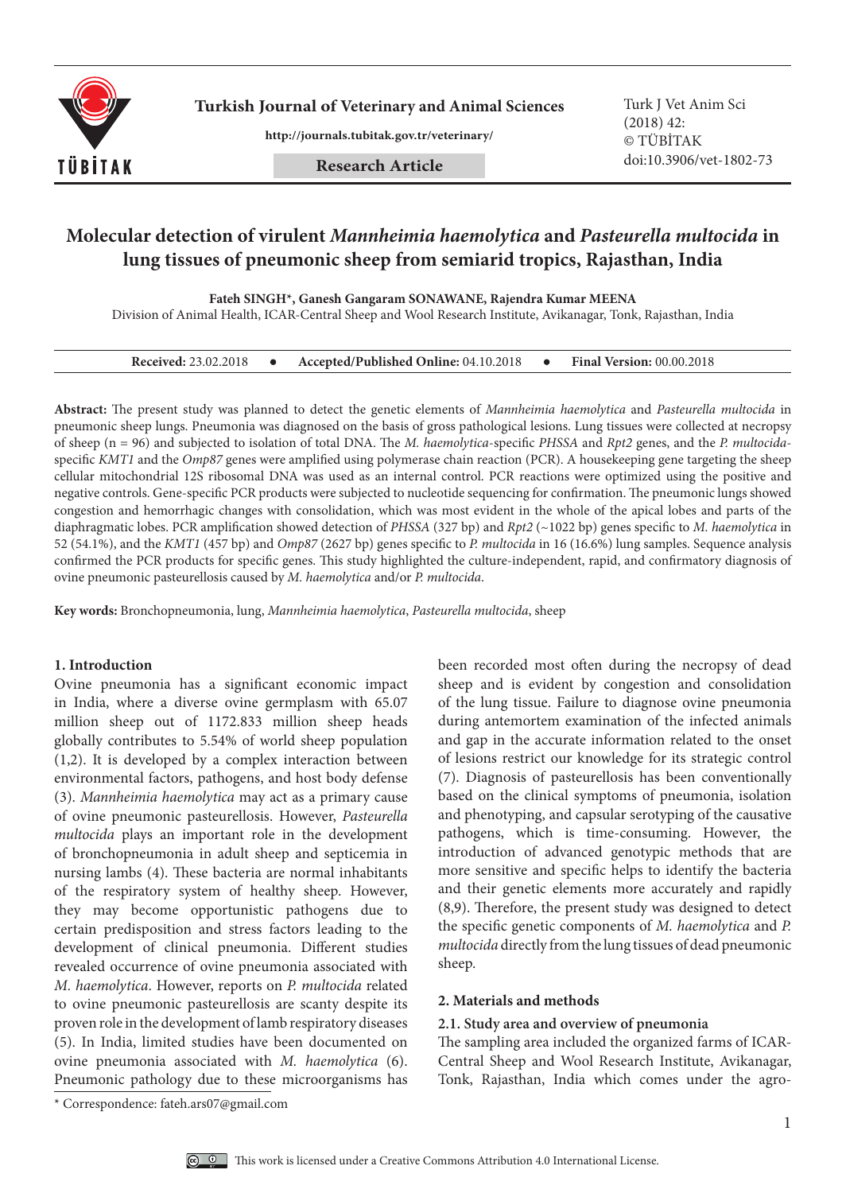# Molecular detection of virulent *Mannheimia haemolytica* and *Pasteurella multocida* in lung tissues of pneumonic sheep from semiarid tropics, Rajasthan, India

**Fateh SINGH\*, Ganesh Gangaram SONAWANE, Rajendra Kumar MEENA**

Division of Animal Health, ICAR-Central Sheep and Wool Research Institute, Avikanagar, Tonk, Rajasthan, India

**Received:** 23.02.2018 • **Accepted/Published Online:** 04.10.2018 • **Final Version:** 00.00.2018

**Abstract:** The present study was planned to detect the genetic elements of *Mannheimia haemolytica* and *Pasteurella multocida* in pneumonic sheep lungs. Pneumonia was diagnosed on the basis of gross pathological lesions. Lung tissues were collected at necropsy of sheep (n = 96) and subjected to isolation of total DNA. The *M. haemolytica*-specific *PHSSA* and *Rpt2* genes, and the *P. multocida*-specific *KMT1* and the *Omp87* genes were amplified using polymerase chain reaction (PCR). A housekeeping gene targeting the sheep cellular mitochondrial 12S ribosomal DNA was used as an internal control. PCR reactions were optimized using the positive and negative controls. Gene-specific PCR products were subjected to nucleotide sequencing for confirmation. The pneumonic lungs showed congestion and hemorrhagic changes with consolidation, which was most evident in the whole of the apical lobes and parts of the diaphragmatic lobes. PCR amplification showed detection of *PHSSA* (327 bp) and *Rpt2* (~1022 bp) genes specific to *M. haemolytica* in 52 (54.1%), and the *KMT1* (457 bp) and *Omp87* (2627 bp) genes specific to *P. multocida* in 16 (16.6%) lung samples. Sequence analysis confirmed the PCR products for specific genes. This study highlighted the culture-independent, rapid, and confirmatory diagnosis of ovine pneumonic pasteurellosis caused by *M. haemolytica* and/or *P. multocida*.

**Key words:** Bronchopneumonia, lung, *Mannheimia haemolytica*, *Pasteurella multocida*, sheep

## 1. Introduction

Ovine pneumonia has a significant economic impact in India, where a diverse ovine germplasm with 65.07 million sheep out of 1172.833 million sheep heads globally contributes to 5.54% of world sheep population (1,2). It is developed by a complex interaction between environmental factors, pathogens, and host body defense (3). *Mannheimia haemolytica* may act as a primary cause of ovine pneumonic pasteurellosis. However, *Pasteurella multocida* plays an important role in the development of bronchopneumonia in adult sheep and septicemia in nursing lambs (4). These bacteria are normal inhabitants of the respiratory system of healthy sheep. However, they may become opportunistic pathogens due to certain predisposition and stress factors leading to the development of clinical pneumonia. Different studies revealed occurrence of ovine pneumonia associated with *M. haemolytica*. However, reports on *P. multocida* related to ovine pneumonic pasteurellosis are scanty despite its proven role in the development of lamb respiratory diseases (5). In India, limited studies have been documented on ovine pneumonia associated with *M. haemolytica* (6). Pneumonic pathology due to these microorganisms has been recorded most often during the necropsy of dead sheep and is evident by congestion and consolidation of the lung tissue. Failure to diagnose ovine pneumonia during antemortem examination of the infected animals and gap in the accurate information related to the onset of lesions restrict our knowledge for its strategic control (7). Diagnosis of pasteurellosis has been conventionally based on the clinical symptoms of pneumonia, isolation and phenotyping, and capsular serotyping of the causative pathogens, which is time-consuming. However, the introduction of advanced genotypic methods that are more sensitive and specific helps to identify the bacteria and their genetic elements more accurately and rapidly (8,9). Therefore, the present study was designed to detect the specific genetic components of *M. haemolytica* and *P. multocida* directly from the lung tissues of dead pneumonic sheep.

## 2. Materials and methods

### 2.1. Study area and overview of pneumonia

The sampling area included the organized farms of ICAR-Central Sheep and Wool Research Institute, Avikanagar, Tonk, Rajasthan, India which comes under the agro-

\* Correspondence: fateh.ars07@gmail.com

This work is licensed under a Creative Commons Attribution 4.0 International License.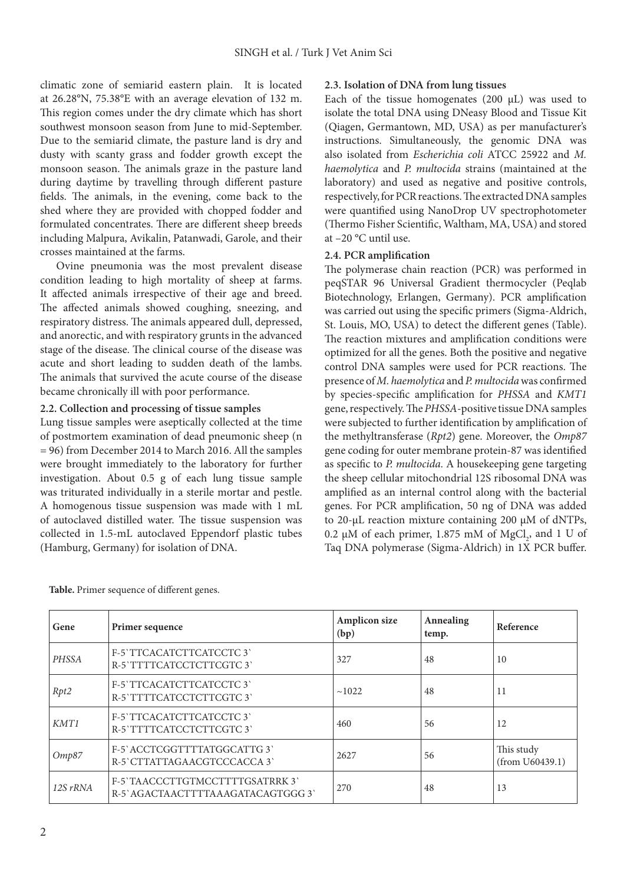climatic zone of semiarid eastern plain. It is located at 26.28°N, 75.38°E with an average elevation of 132 m. This region comes under the dry climate which has short southwest monsoon season from June to mid-September. Due to the semiarid climate, the pasture land is dry and dusty with scanty grass and fodder growth except the monsoon season. The animals graze in the pasture land during daytime by travelling through different pasture fields. The animals, in the evening, come back to the shed where they are provided with chopped fodder and formulated concentrates. There are different sheep breeds including Malpura, Avikalin, Patanwadi, Garole, and their crosses maintained at the farms.

Ovine pneumonia was the most prevalent disease condition leading to high mortality of sheep at farms. It affected animals irrespective of their age and breed. The affected animals showed coughing, sneezing, and respiratory distress. The animals appeared dull, depressed, and anorectic, and with respiratory grunts in the advanced stage of the disease. The clinical course of the disease was acute and short leading to sudden death of the lambs. The animals that survived the acute course of the disease became chronically ill with poor performance.

### 2.2. Collection and processing of tissue samples

Lung tissue samples were aseptically collected at the time of postmortem examination of dead pneumonic sheep (n = 96) from December 2014 to March 2016. All the samples were brought immediately to the laboratory for further investigation. About 0.5 g of each lung tissue sample was triturated individually in a sterile mortar and pestle. A homogenous tissue suspension was made with 1 mL of autoclaved distilled water. The tissue suspension was collected in 1.5-mL autoclaved Eppendorf plastic tubes (Hamburg, Germany) for isolation of DNA.

### 2.3. Isolation of DNA from lung tissues

Each of the tissue homogenates (200 µL) was used to isolate the total DNA using DNeasy Blood and Tissue Kit (Qiagen, Germantown, MD, USA) as per manufacturer's instructions. Simultaneously, the genomic DNA was also isolated from *Escherichia coli* ATCC 25922 and *M. haemolytica* and *P. multocida* strains (maintained at the laboratory) and used as negative and positive controls, respectively, for PCR reactions. The extracted DNA samples were quantified using NanoDrop UV spectrophotometer (Thermo Fisher Scientific, Waltham, MA, USA) and stored at –20 °C until use.

### 2.4. PCR amplification

The polymerase chain reaction (PCR) was performed in peqSTAR 96 Universal Gradient thermocycler (Peqlab Biotechnology, Erlangen, Germany). PCR amplification was carried out using the specific primers (Sigma-Aldrich, St. Louis, MO, USA) to detect the different genes (Table). The reaction mixtures and amplification conditions were optimized for all the genes. Both the positive and negative control DNA samples were used for PCR reactions. The presence of *M. haemolytica* and *P. multocida* was confirmed by species-specific amplification for *PHSSA* and *KMT1* gene, respectively. The *PHSSA*-positive tissue DNA samples were subjected to further identification by amplification of the methyltransferase (*Rpt2*) gene. Moreover, the *Omp87* gene coding for outer membrane protein-87 was identified as specific to *P. multocida*. A housekeeping gene targeting the sheep cellular mitochondrial 12S ribosomal DNA was amplified as an internal control along with the bacterial genes. For PCR amplification, 50 ng of DNA was added to 20-µL reaction mixture containing 200 µM of dNTPs, 0.2 µM of each primer, 1.875 mM of $MgCl_2$, and 1 U of Taq DNA polymerase (Sigma-Aldrich) in 1X PCR buffer.

**Table.** Primer sequence of different genes.

| Gene | Primer sequence | Amplicon size (bp) | Annealing temp. | Reference |
|---|---|---|---|---|
| *PHSSA* | F-5`TTCACATCTTCATCCTC 3`<br>R-5`TTTTCATCCTCTTCGTC 3` | 327 | 48 | 10 |
| *Rpt2* | F-5`TTCACATCTTCATCCTC 3`<br>R-5`TTTTCATCCTCTTCGTC 3` | ~1022 | 48 | 11 |
| *KMT1* | F-5`TTCACATCTTCATCCTC 3`<br>R-5`TTTTCATCCTCTTCGTC 3` | 460 | 56 | 12 |
| *Omp87* | F-5`ACCTCGGTTTTATGGCATTG 3`<br>R-5`CTTATTAGAACGTCCCACCA 3` | 2627 | 56 | This study (from U60439.1) |
| *12S rRNA* | F-5`TAACCCTTGTMCCTTTTGSATRRK 3`<br>R-5`AGACTAACTTTTAAAGATACAGTGGG 3` | 270 | 48 | 13 |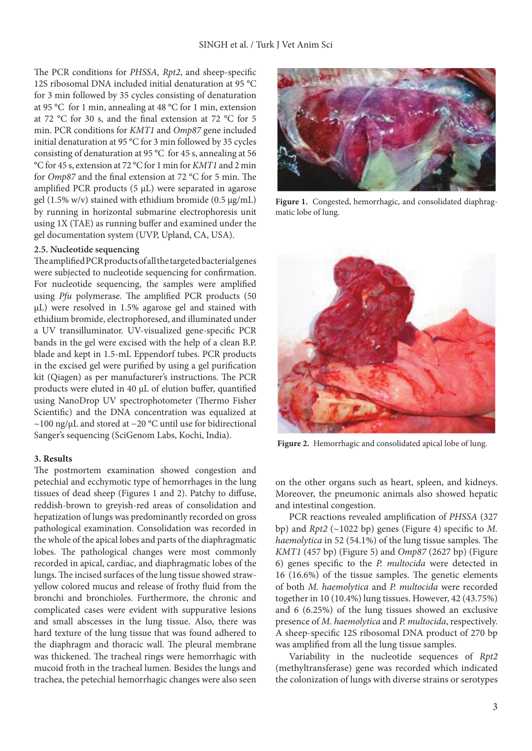The PCR conditions for *PHSSA, Rpt2*, and sheep-specific 12S ribosomal DNA included initial denaturation at 95 °C for 3 min followed by 35 cycles consisting of denaturation at 95 °C for 1 min, annealing at 48 °C for 1 min, extension at 72 °C for 30 s, and the final extension at 72 °C for 5 min. PCR conditions for *KMT1* and *Omp87* gene included initial denaturation at 95 °C for 3 min followed by 35 cycles consisting of denaturation at 95 °C for 45 s, annealing at 56 °C for 45 s, extension at 72 °C for 1 min for *KMT1* and 2 min for *Omp87* and the final extension at 72 °C for 5 min. The amplified PCR products (5 µL) were separated in agarose gel (1.5% w/v) stained with ethidium bromide (0.5 µg/mL) by running in horizontal submarine electrophoresis unit using 1X (TAE) as running buffer and examined under the gel documentation system (UVP, Upland, CA, USA).

### 2.5. Nucleotide sequencing

The amplified PCR products of all the targeted bacterial genes were subjected to nucleotide sequencing for confirmation. For nucleotide sequencing, the samples were amplified using *Pfu* polymerase. The amplified PCR products (50 µL) were resolved in 1.5% agarose gel and stained with ethidium bromide, electrophoresed, and illuminated under a UV transilluminator. UV-visualized gene-specific PCR bands in the gel were excised with the help of a clean B.P. blade and kept in 1.5-mL Eppendorf tubes. PCR products in the excised gel were purified by using a gel purification kit (Qiagen) as per manufacturer's instructions. The PCR products were eluted in 40 µL of elution buffer, quantified using NanoDrop UV spectrophotometer (Thermo Fisher Scientific) and the DNA concentration was equalized at ~100 ng/µL and stored at −20 °C until use for bidirectional Sanger's sequencing (SciGenom Labs, Kochi, India).

**Figure 1.** Congested, hemorrhagic, and consolidated diaphragmatic lobe of lung.

**Figure 2.** Hemorrhagic and consolidated apical lobe of lung.

## 3. Results

The postmortem examination showed congestion and petechial and ecchymotic type of hemorrhages in the lung tissues of dead sheep (Figures 1 and 2). Patchy to diffuse, reddish-brown to greyish-red areas of consolidation and hepatization of lungs was predominantly recorded on gross pathological examination. Consolidation was recorded in the whole of the apical lobes and parts of the diaphragmatic lobes. The pathological changes were most commonly recorded in apical, cardiac, and diaphragmatic lobes of the lungs. The incised surfaces of the lung tissue showed straw-yellow colored mucus and release of frothy fluid from the bronchi and bronchioles. Furthermore, the chronic and complicated cases were evident with suppurative lesions and small abscesses in the lung tissue. Also, there was hard texture of the lung tissue that was found adhered to the diaphragm and thoracic wall. The pleural membrane was thickened. The tracheal rings were hemorrhagic with mucoid froth in the tracheal lumen. Besides the lungs and trachea, the petechial hemorrhagic changes were also seen on the other organs such as heart, spleen, and kidneys. Moreover, the pneumonic animals also showed hepatic and intestinal congestion.

PCR reactions revealed amplification of *PHSSA* (327 bp) and *Rpt2* (~1022 bp) genes (Figure 4) specific to *M. haemolytica* in 52 (54.1%) of the lung tissue samples. The *KMT1* (457 bp) (Figure 5) and *Omp87* (2627 bp) (Figure 6) genes specific to the *P. multocida* were detected in 16 (16.6%) of the tissue samples. The genetic elements of both *M. haemolytica* and *P. multocida* were recorded together in 10 (10.4%) lung tissues. However, 42 (43.75%) and 6 (6.25%) of the lung tissues showed an exclusive presence of *M. haemolytica* and *P. multocida*, respectively. A sheep-specific 12S ribosomal DNA product of 270 bp was amplified from all the lung tissue samples.

Variability in the nucleotide sequences of *Rpt2* (methyltransferase) gene was recorded which indicated the colonization of lungs with diverse strains or serotypes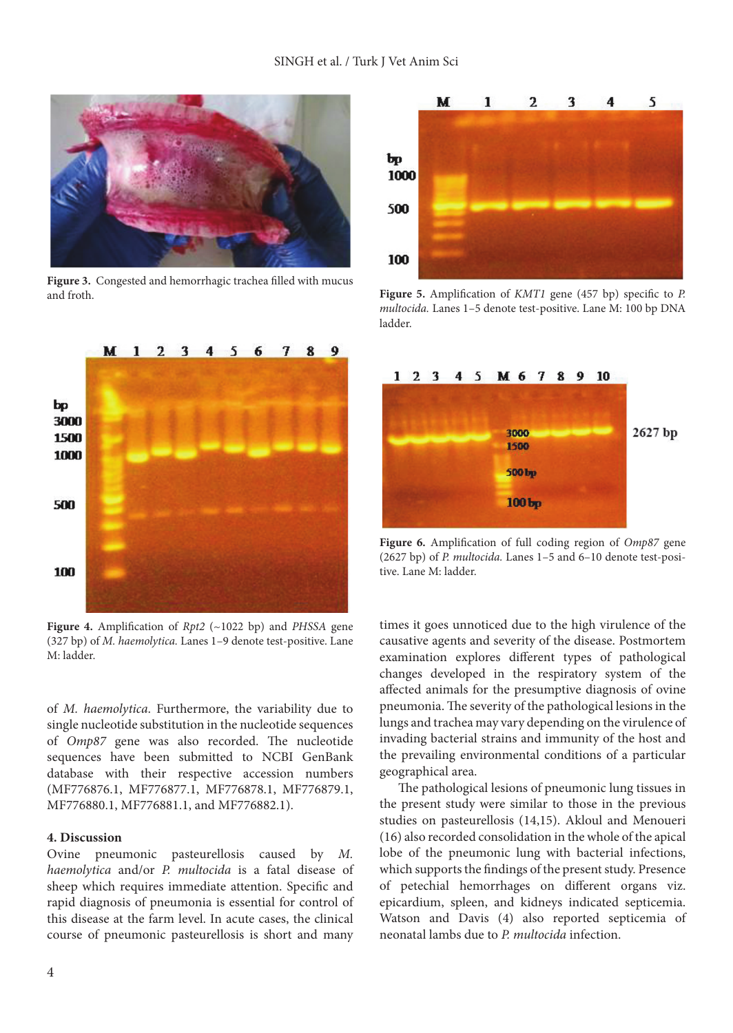Figure 3. Congested and hemorrhagic trachea filled with mucus and froth.

Figure 5. Amplification of *KMT1* gene (457 bp) specific to *P. multocida.* Lanes 1–5 denote test-positive. Lane M: 100 bp DNA ladder.

Figure 4. Amplification of *Rpt2* (~1022 bp) and *PHSSA* gene (327 bp) of *M. haemolytica.* Lanes 1–9 denote test-positive. Lane M: ladder.

Figure 6. Amplification of full coding region of *Omp87* gene (2627 bp) of *P. multocida.* Lanes 1–5 and 6–10 denote test-positive. Lane M: ladder.

of *M. haemolytica*. Furthermore, the variability due to single nucleotide substitution in the nucleotide sequences of *Omp87* gene was also recorded. The nucleotide sequences have been submitted to NCBI GenBank database with their respective accession numbers (MF776876.1, MF776877.1, MF776878.1, MF776879.1, MF776880.1, MF776881.1, and MF776882.1).

## 4. Discussion

Ovine pneumonic pasteurellosis caused by *M. haemolytica* and/or *P. multocida* is a fatal disease of sheep which requires immediate attention. Specific and rapid diagnosis of pneumonia is essential for control of this disease at the farm level. In acute cases, the clinical course of pneumonic pasteurellosis is short and many times it goes unnoticed due to the high virulence of the causative agents and severity of the disease. Postmortem examination explores different types of pathological changes developed in the respiratory system of the affected animals for the presumptive diagnosis of ovine pneumonia. The severity of the pathological lesions in the lungs and trachea may vary depending on the virulence of invading bacterial strains and immunity of the host and the prevailing environmental conditions of a particular geographical area.

The pathological lesions of pneumonic lung tissues in the present study were similar to those in the previous studies on pasteurellosis (14,15). Akloul and Menoueri (16) also recorded consolidation in the whole of the apical lobe of the pneumonic lung with bacterial infections, which supports the findings of the present study. Presence of petechial hemorrhages on different organs viz. epicardium, spleen, and kidneys indicated septicemia. Watson and Davis (4) also reported septicemia of neonatal lambs due to *P. multocida* infection.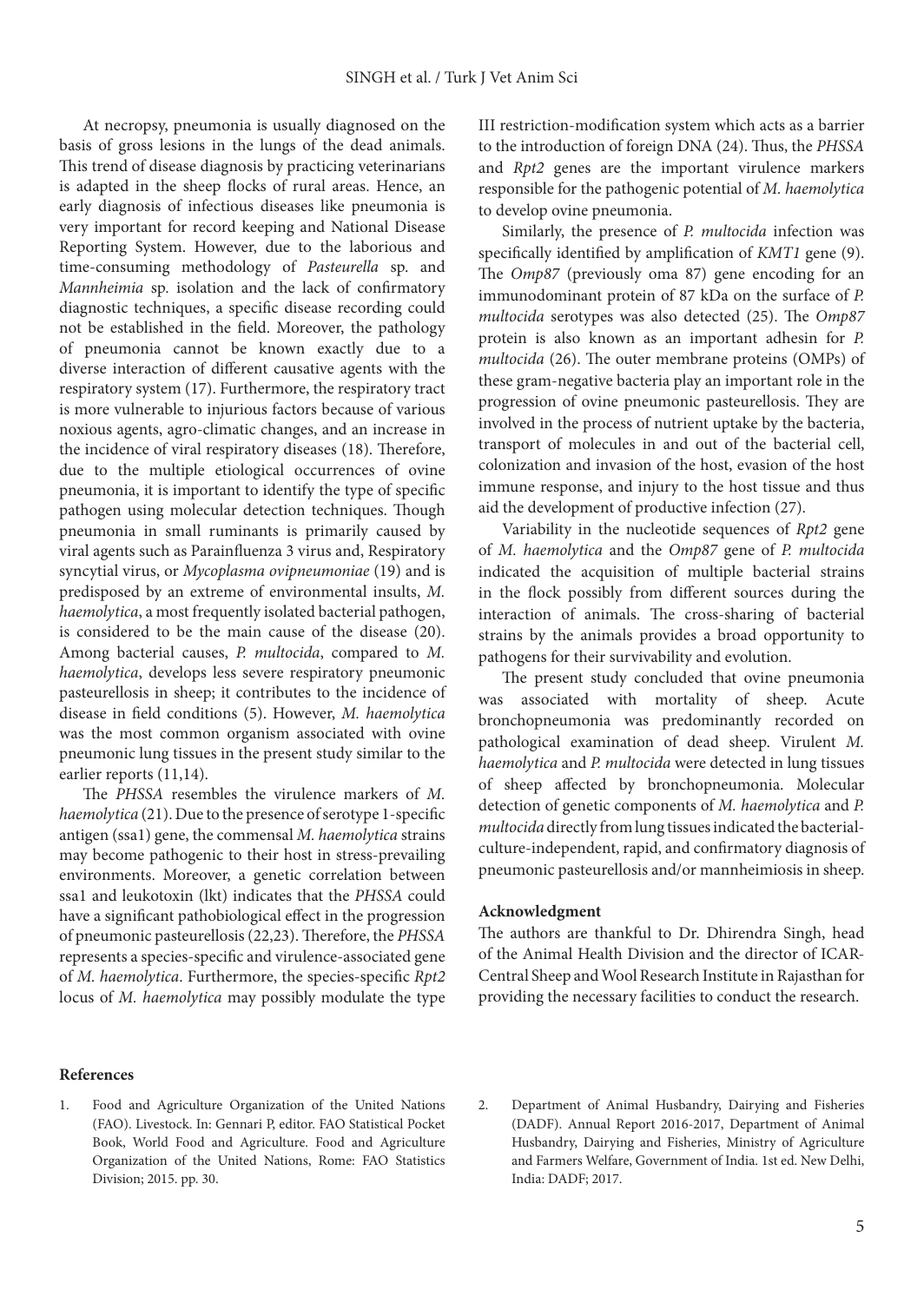At necropsy, pneumonia is usually diagnosed on the basis of gross lesions in the lungs of the dead animals. This trend of disease diagnosis by practicing veterinarians is adapted in the sheep flocks of rural areas. Hence, an early diagnosis of infectious diseases like pneumonia is very important for record keeping and National Disease Reporting System. However, due to the laborious and time-consuming methodology of *Pasteurella* sp. and *Mannheimia* sp. isolation and the lack of confirmatory diagnostic techniques, a specific disease recording could not be established in the field. Moreover, the pathology of pneumonia cannot be known exactly due to a diverse interaction of different causative agents with the respiratory system (17). Furthermore, the respiratory tract is more vulnerable to injurious factors because of various noxious agents, agro-climatic changes, and an increase in the incidence of viral respiratory diseases (18). Therefore, due to the multiple etiological occurrences of ovine pneumonia, it is important to identify the type of specific pathogen using molecular detection techniques. Though pneumonia in small ruminants is primarily caused by viral agents such as Parainfluenza 3 virus and, Respiratory syncytial virus, or *Mycoplasma ovipneumoniae* (19) and is predisposed by an extreme of environmental insults, *M. haemolytica*, a most frequently isolated bacterial pathogen, is considered to be the main cause of the disease (20). Among bacterial causes, *P. multocida*, compared to *M. haemolytica*, develops less severe respiratory pneumonic pasteurellosis in sheep; it contributes to the incidence of disease in field conditions (5). However, *M. haemolytica* was the most common organism associated with ovine pneumonic lung tissues in the present study similar to the earlier reports (11,14).

The *PHSSA* resembles the virulence markers of *M. haemolytica* (21). Due to the presence of serotype 1-specific antigen (ssa1) gene, the commensal *M. haemolytica* strains may become pathogenic to their host in stress-prevailing environments. Moreover, a genetic correlation between ssa1 and leukotoxin (lkt) indicates that the *PHSSA* could have a significant pathobiological effect in the progression of pneumonic pasteurellosis (22,23). Therefore, the *PHSSA* represents a species-specific and virulence-associated gene of *M. haemolytica*. Furthermore, the species-specific *Rpt2* locus of *M. haemolytica* may possibly modulate the type III restriction-modification system which acts as a barrier to the introduction of foreign DNA (24). Thus, the *PHSSA* and *Rpt2* genes are the important virulence markers responsible for the pathogenic potential of *M. haemolytica* to develop ovine pneumonia.

Similarly, the presence of *P. multocida* infection was specifically identified by amplification of *KMT1* gene (9). The *Omp87* (previously oma 87) gene encoding for an immunodominant protein of 87 kDa on the surface of *P. multocida* serotypes was also detected (25). The *Omp87* protein is also known as an important adhesin for *P. multocida* (26). The outer membrane proteins (OMPs) of these gram-negative bacteria play an important role in the progression of ovine pneumonic pasteurellosis. They are involved in the process of nutrient uptake by the bacteria, transport of molecules in and out of the bacterial cell, colonization and invasion of the host, evasion of the host immune response, and injury to the host tissue and thus aid the development of productive infection (27).

Variability in the nucleotide sequences of *Rpt2* gene of *M. haemolytica* and the *Omp87* gene of *P. multocida* indicated the acquisition of multiple bacterial strains in the flock possibly from different sources during the interaction of animals. The cross-sharing of bacterial strains by the animals provides a broad opportunity to pathogens for their survivability and evolution.

The present study concluded that ovine pneumonia was associated with mortality of sheep. Acute bronchopneumonia was predominantly recorded on pathological examination of dead sheep. Virulent *M. haemolytica* and *P. multocida* were detected in lung tissues of sheep affected by bronchopneumonia. Molecular detection of genetic components of *M. haemolytica* and *P. multocida* directly from lung tissues indicated the bacterial-culture-independent, rapid, and confirmatory diagnosis of pneumonic pasteurellosis and/or mannheimiosis in sheep.

## Acknowledgment

The authors are thankful to Dr. Dhirendra Singh, head of the Animal Health Division and the director of ICAR-Central Sheep and Wool Research Institute in Rajasthan for providing the necessary facilities to conduct the research.

## References

1. Food and Agriculture Organization of the United Nations (FAO). Livestock. In: Gennari P, editor. FAO Statistical Pocket Book, World Food and Agriculture. Food and Agriculture Organization of the United Nations, Rome: FAO Statistics Division; 2015. pp. 30.
2. Department of Animal Husbandry, Dairying and Fisheries (DADF). Annual Report 2016-2017, Department of Animal Husbandry, Dairying and Fisheries, Ministry of Agriculture and Farmers Welfare, Government of India. 1st ed. New Delhi, India: DADF; 2017.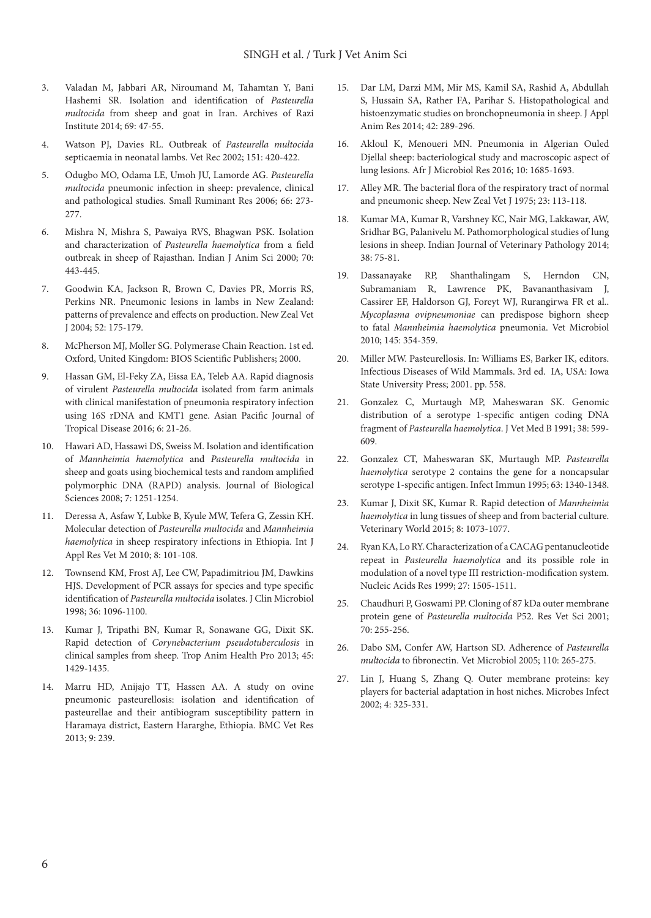3. Valadan M, Jabbari AR, Niroumand M, Tahamtan Y, Bani Hashemi SR. Isolation and identification of *Pasteurella multocida* from sheep and goat in Iran. Archives of Razi Institute 2014; 69: 47-55.

4. Watson PJ, Davies RL. Outbreak of *Pasteurella multocida* septicaemia in neonatal lambs. Vet Rec 2002; 151: 420-422.

5. Odugbo MO, Odama LE, Umoh JU, Lamorde AG. *Pasteurella multocida* pneumonic infection in sheep: prevalence, clinical and pathological studies. Small Ruminant Res 2006; 66: 273-277.

6. Mishra N, Mishra S, Pawaiya RVS, Bhagwan PSK. Isolation and characterization of *Pasteurella haemolytica* from a field outbreak in sheep of Rajasthan. Indian J Anim Sci 2000; 70: 443-445.

7. Goodwin KA, Jackson R, Brown C, Davies PR, Morris RS, Perkins NR. Pneumonic lesions in lambs in New Zealand: patterns of prevalence and effects on production. New Zeal Vet J 2004; 52: 175-179.

8. McPherson MJ, Moller SG. Polymerase Chain Reaction. 1st ed. Oxford, United Kingdom: BIOS Scientific Publishers; 2000.

9. Hassan GM, El-Feky ZA, Eissa EA, Teleb AA. Rapid diagnosis of virulent *Pasteurella multocida* isolated from farm animals with clinical manifestation of pneumonia respiratory infection using 16S rDNA and KMT1 gene. Asian Pacific Journal of Tropical Disease 2016; 6: 21-26.

10. Hawari AD, Hassawi DS, Sweiss M. Isolation and identification of *Mannheimia haemolytica* and *Pasteurella multocida* in sheep and goats using biochemical tests and random amplified polymorphic DNA (RAPD) analysis. Journal of Biological Sciences 2008; 7: 1251-1254.

11. Deressa A, Asfaw Y, Lubke B, Kyule MW, Tefera G, Zessin KH. Molecular detection of *Pasteurella multocida* and *Mannheimia haemolytica* in sheep respiratory infections in Ethiopia. Int J Appl Res Vet M 2010; 8: 101-108.

12. Townsend KM, Frost AJ, Lee CW, Papadimitriou JM, Dawkins HJS. Development of PCR assays for species and type specific identification of *Pasteurella multocida* isolates. J Clin Microbiol 1998; 36: 1096-1100.

13. Kumar J, Tripathi BN, Kumar R, Sonawane GG, Dixit SK. Rapid detection of *Corynebacterium pseudotuberculosis* in clinical samples from sheep. Trop Anim Health Pro 2013; 45: 1429-1435.

14. Marru HD, Anijajo TT, Hassen AA. A study on ovine pneumonic pasteurellosis: isolation and identification of pasteurellae and their antibiogram susceptibility pattern in Haramaya district, Eastern Hararghe, Ethiopia. BMC Vet Res 2013; 9: 239.

15. Dar LM, Darzi MM, Mir MS, Kamil SA, Rashid A, Abdullah S, Hussain SA, Rather FA, Parihar S. Histopathological and histoenzymatic studies on bronchopneumonia in sheep. J Appl Anim Res 2014; 42: 289-296.

16. Akloul K, Menoueri MN. Pneumonia in Algerian Ouled Djellal sheep: bacteriological study and macroscopic aspect of lung lesions. Afr J Microbiol Res 2016; 10: 1685-1693.

17. Alley MR. The bacterial flora of the respiratory tract of normal and pneumonic sheep. New Zeal Vet J 1975; 23: 113-118.

18. Kumar MA, Kumar R, Varshney KC, Nair MG, Lakkawar, AW, Sridhar BG, Palanivelu M. Pathomorphological studies of lung lesions in sheep. Indian Journal of Veterinary Pathology 2014; 38: 75-81.

19. Dassanayake RP, Shanthalingam S, Herndon CN, Subramaniam R, Lawrence PK, Bavananthasivam J, Cassirer EF, Haldorson GJ, Foreyt WJ, Rurangirwa FR et al.. *Mycoplasma ovipneumoniae* can predispose bighorn sheep to fatal *Mannheimia haemolytica* pneumonia. Vet Microbiol 2010; 145: 354-359.

20. Miller MW. Pasteurellosis. In: Williams ES, Barker IK, editors. Infectious Diseases of Wild Mammals. 3rd ed. IA, USA: Iowa State University Press; 2001. pp. 558.

21. Gonzalez C, Murtaugh MP, Maheswaran SK. Genomic distribution of a serotype 1-specific antigen coding DNA fragment of *Pasteurella haemolytica*. J Vet Med B 1991; 38: 599-609.

22. Gonzalez CT, Maheswaran SK, Murtaugh MP. *Pasteurella haemolytica* serotype 2 contains the gene for a noncapsular serotype 1-specific antigen. Infect Immun 1995; 63: 1340-1348.

23. Kumar J, Dixit SK, Kumar R. Rapid detection of *Mannheimia haemolytica* in lung tissues of sheep and from bacterial culture. Veterinary World 2015; 8: 1073-1077.

24. Ryan KA, Lo RY. Characterization of a CACAG pentanucleotide repeat in *Pasteurella haemolytica* and its possible role in modulation of a novel type III restriction-modification system. Nucleic Acids Res 1999; 27: 1505-1511.

25. Chaudhuri P, Goswami PP. Cloning of 87 kDa outer membrane protein gene of *Pasteurella multocida* P52. Res Vet Sci 2001; 70: 255-256.

26. Dabo SM, Confer AW, Hartson SD. Adherence of *Pasteurella multocida* to fibronectin. Vet Microbiol 2005; 110: 265-275.

27. Lin J, Huang S, Zhang Q. Outer membrane proteins: key players for bacterial adaptation in host niches. Microbes Infect 2002; 4: 325-331.